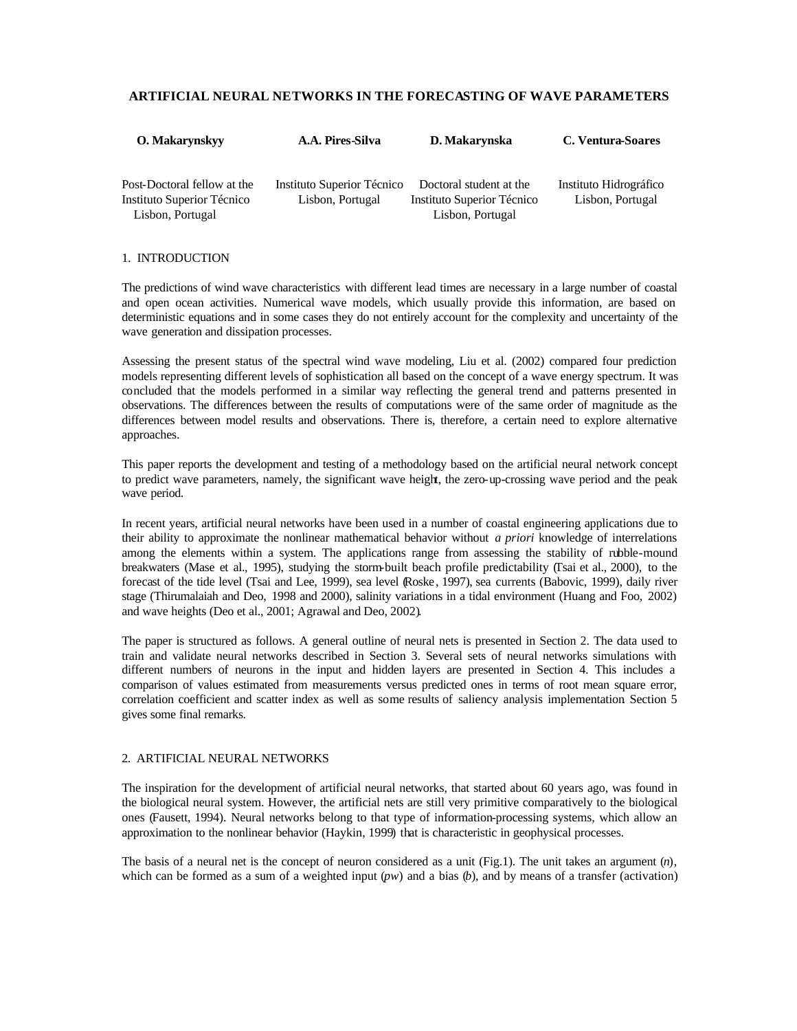# ARTIFICIAL NEURAL NETWORKS IN THE FORECASTING OF WAVE PARAMETERS

| **O. Makarynskyy** | **A.A. Pires-Silva** | **D. Makarynska** | **C. Ventura-Soares** |
|---|---|---|---|
| Post-Doctoral fellow at the Instituto Superior Técnico Lisbon, Portugal | Instituto Superior Técnico Lisbon, Portugal | Doctoral student at the Instituto Superior Técnico Lisbon, Portugal | Instituto Hidrográfico Lisbon, Portugal |

## 1. INTRODUCTION

The predictions of wind wave characteristics with different lead times are necessary in a large number of coastal and open ocean activities. Numerical wave models, which usually provide this information, are based on deterministic equations and in some cases they do not entirely account for the complexity and uncertainty of the wave generation and dissipation processes.

Assessing the present status of the spectral wind wave modeling, Liu et al. (2002) compared four prediction models representing different levels of sophistication all based on the concept of a wave energy spectrum. It was concluded that the models performed in a similar way reflecting the general trend and patterns presented in observations. The differences between the results of computations were of the same order of magnitude as the differences between model results and observations. There is, therefore, a certain need to explore alternative approaches.

This paper reports the development and testing of a methodology based on the artificial neural network concept to predict wave parameters, namely, the significant wave height, the zero-up-crossing wave period and the peak wave period.

In recent years, artificial neural networks have been used in a number of coastal engineering applications due to their ability to approximate the nonlinear mathematical behavior without *a priori* knowledge of interrelations among the elements within a system. The applications range from assessing the stability of rubble-mound breakwaters (Mase et al., 1995), studying the storm-built beach profile predictability (Tsai et al., 2000), to the forecast of the tide level (Tsai and Lee, 1999), sea level (Roske, 1997), sea currents (Babovic, 1999), daily river stage (Thirumalaiah and Deo, 1998 and 2000), salinity variations in a tidal environment (Huang and Foo, 2002) and wave heights (Deo et al., 2001; Agrawal and Deo, 2002).

The paper is structured as follows. A general outline of neural nets is presented in Section 2. The data used to train and validate neural networks described in Section 3. Several sets of neural networks simulations with different numbers of neurons in the input and hidden layers are presented in Section 4. This includes a comparison of values estimated from measurements versus predicted ones in terms of root mean square error, correlation coefficient and scatter index as well as some results of saliency analysis implementation Section 5 gives some final remarks.

## 2. ARTIFICIAL NEURAL NETWORKS

The inspiration for the development of artificial neural networks, that started about 60 years ago, was found in the biological neural system. However, the artificial nets are still very primitive comparatively to the biological ones (Fausett, 1994). Neural networks belong to that type of information-processing systems, which allow an approximation to the nonlinear behavior (Haykin, 1999) that is characteristic in geophysical processes.

The basis of a neural net is the concept of neuron considered as a unit (Fig.1). The unit takes an argument ($n$), which can be formed as a sum of a weighted input ($pw$) and a bias ($b$), and by means of a transfer (activation)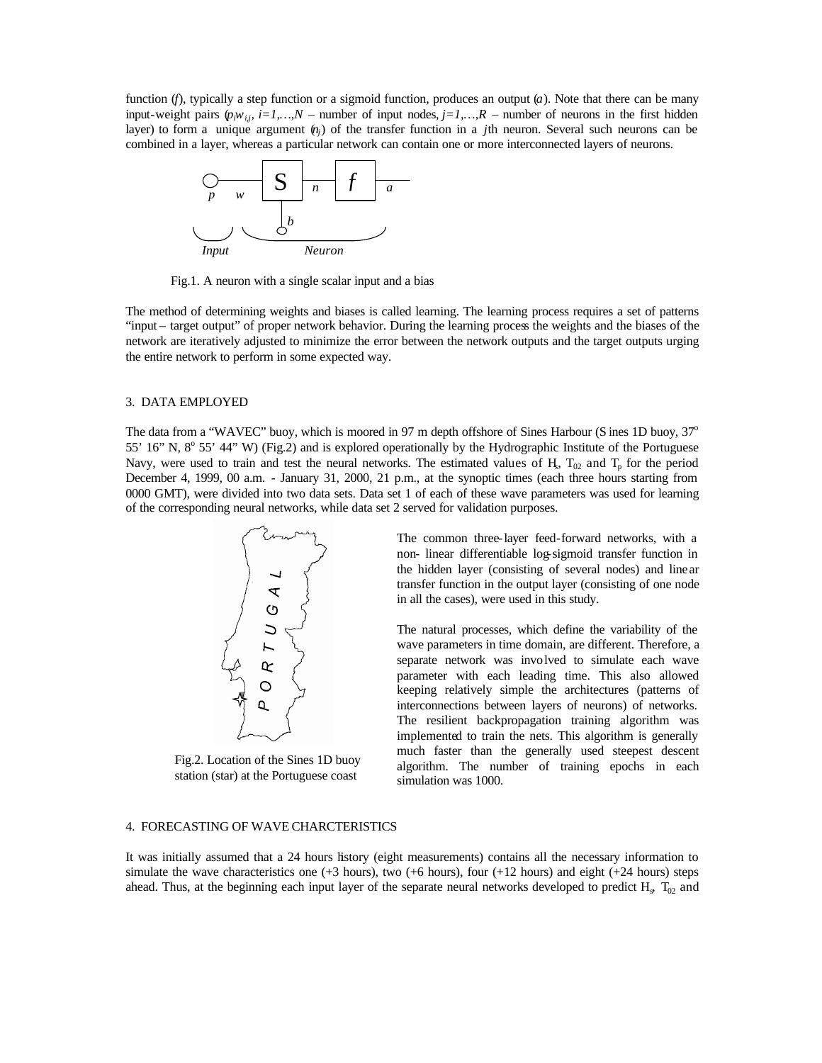function ($f$), typically a step function or a sigmoid function, produces an output ($a$). Note that there can be many input-weight pairs ($p_i w_{i,j}$, $i=1,\ldots,N$ – number of input nodes, $j=1,\ldots,R$ – number of neurons in the first hidden layer) to form a unique argument ($n_j$) of the transfer function in a $j$th neuron. Several such neurons can be combined in a layer, whereas a particular network can contain one or more interconnected layers of neurons.

Fig.1. A neuron with a single scalar input and a bias

The method of determining weights and biases is called learning. The learning process requires a set of patterns "input – target output" of proper network behavior. During the learning process the weights and the biases of the network are iteratively adjusted to minimize the error between the network outputs and the target outputs urging the entire network to perform in some expected way.

## 3. DATA EMPLOYED

The data from a "WAVEC" buoy, which is moored in 97 m depth offshore of Sines Harbour (Sines 1D buoy, 37° 55' 16" N, 8° 55' 44" W) (Fig.2) and is explored operationally by the Hydrographic Institute of the Portuguese Navy, were used to train and test the neural networks. The estimated values of $H_s$, $T_{02}$ and $T_p$ for the period December 4, 1999, 00 a.m. - January 31, 2000, 21 p.m., at the synoptic times (each three hours starting from 0000 GMT), were divided into two data sets. Data set 1 of each of these wave parameters was used for learning of the corresponding neural networks, while data set 2 served for validation purposes.

Fig.2. Location of the Sines 1D buoy station (star) at the Portuguese coast

The common three-layer feed-forward networks, with a non- linear differentiable log-sigmoid transfer function in the hidden layer (consisting of several nodes) and linear transfer function in the output layer (consisting of one node in all the cases), were used in this study.

The natural processes, which define the variability of the wave parameters in time domain, are different. Therefore, a separate network was involved to simulate each wave parameter with each leading time. This also allowed keeping relatively simple the architectures (patterns of interconnections between layers of neurons) of networks. The resilient backpropagation training algorithm was implemented to train the nets. This algorithm is generally much faster than the generally used steepest descent algorithm. The number of training epochs in each simulation was 1000.

## 4. FORECASTING OF WAVE CHARCTERISTICS

It was initially assumed that a 24 hours history (eight measurements) contains all the necessary information to simulate the wave characteristics one (+3 hours), two (+6 hours), four (+12 hours) and eight (+24 hours) steps ahead. Thus, at the beginning each input layer of the separate neural networks developed to predict $H_s$, $T_{02}$ and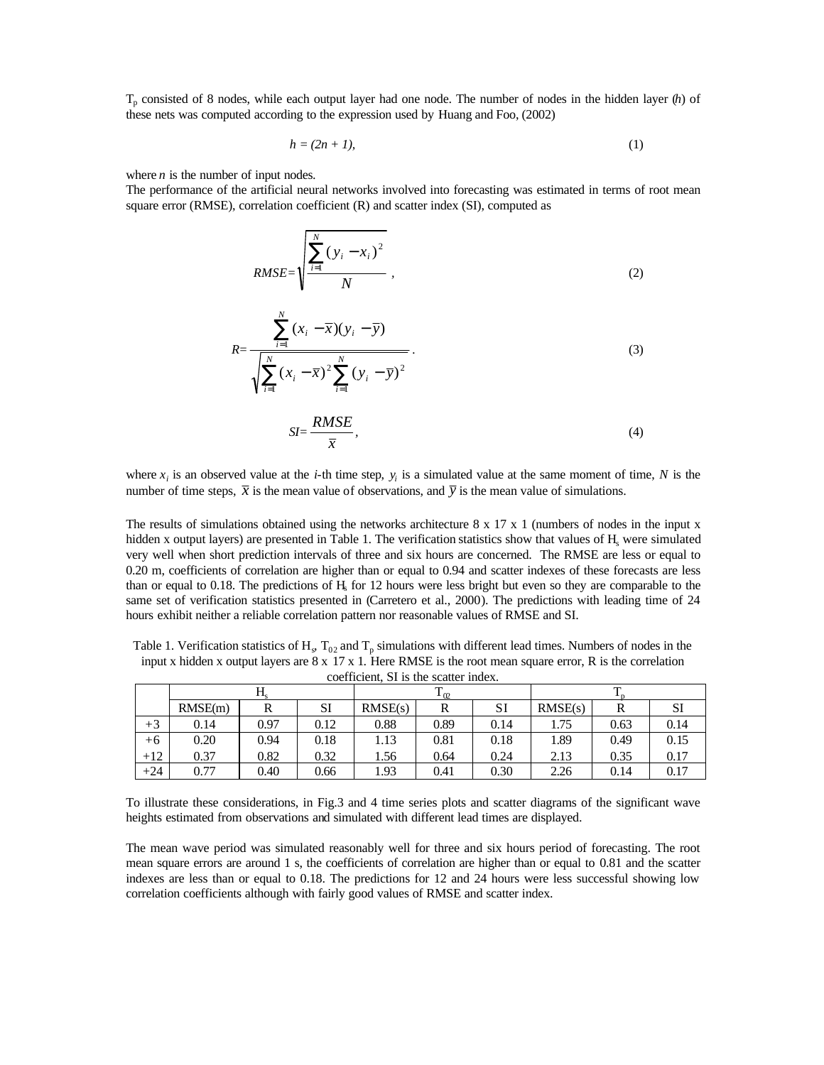$T_p$ consisted of 8 nodes, while each output layer had one node. The number of nodes in the hidden layer ($h$) of these nets was computed according to the expression used by Huang and Foo, (2002)

$$h = (2n + 1), \tag{1}$$

where $n$ is the number of input nodes.

The performance of the artificial neural networks involved into forecasting was estimated in terms of root mean square error (RMSE), correlation coefficient (R) and scatter index (SI), computed as

$$RMSE = \sqrt{\frac{\sum_{i=1}^{N}(y_i - x_i)^2}{N}}\ , \tag{2}$$

$$R = \frac{\sum_{i=1}^{N}(x_i - \overline{x})(y_i - \overline{y})}{\sqrt{\sum_{i=1}^{N}(x_i - \overline{x})^2 \sum_{i=1}^{N}(y_i - \overline{y})^2}}\ . \tag{3}$$

$$SI = \frac{RMSE}{\overline{x}}\ , \tag{4}$$

where $x_i$ is an observed value at the $i$-th time step, $y_i$ is a simulated value at the same moment of time, $N$ is the number of time steps, $\overline{x}$ is the mean value of observations, and $\overline{y}$ is the mean value of simulations.

The results of simulations obtained using the networks architecture 8 x 17 x 1 (numbers of nodes in the input x hidden x output layers) are presented in Table 1. The verification statistics show that values of $H_s$ were simulated very well when short prediction intervals of three and six hours are concerned. The RMSE are less or equal to 0.20 m, coefficients of correlation are higher than or equal to 0.94 and scatter indexes of these forecasts are less than or equal to 0.18. The predictions of $H_s$ for 12 hours were less bright but even so they are comparable to the same set of verification statistics presented in (Carretero et al., 2000). The predictions with leading time of 24 hours exhibit neither a reliable correlation pattern nor reasonable values of RMSE and SI.

Table 1. Verification statistics of $H_s$, $T_{02}$ and $T_p$ simulations with different lead times. Numbers of nodes in the input x hidden x output layers are 8 x 17 x 1. Here RMSE is the root mean square error, R is the correlation coefficient, SI is the scatter index.

| | $H_s$ | | | $T_{02}$ | | | $T_p$ | | |
|---|---|---|---|---|---|---|---|---|---|
| | RMSE(m) | R | SI | RMSE(s) | R | SI | RMSE(s) | R | SI |
| +3 | 0.14 | 0.97 | 0.12 | 0.88 | 0.89 | 0.14 | 1.75 | 0.63 | 0.14 |
| +6 | 0.20 | 0.94 | 0.18 | 1.13 | 0.81 | 0.18 | 1.89 | 0.49 | 0.15 |
| +12 | 0.37 | 0.82 | 0.32 | 1.56 | 0.64 | 0.24 | 2.13 | 0.35 | 0.17 |
| +24 | 0.77 | 0.40 | 0.66 | 1.93 | 0.41 | 0.30 | 2.26 | 0.14 | 0.17 |

To illustrate these considerations, in Fig.3 and 4 time series plots and scatter diagrams of the significant wave heights estimated from observations and simulated with different lead times are displayed.

The mean wave period was simulated reasonably well for three and six hours period of forecasting. The root mean square errors are around 1 s, the coefficients of correlation are higher than or equal to 0.81 and the scatter indexes are less than or equal to 0.18. The predictions for 12 and 24 hours were less successful showing low correlation coefficients although with fairly good values of RMSE and scatter index.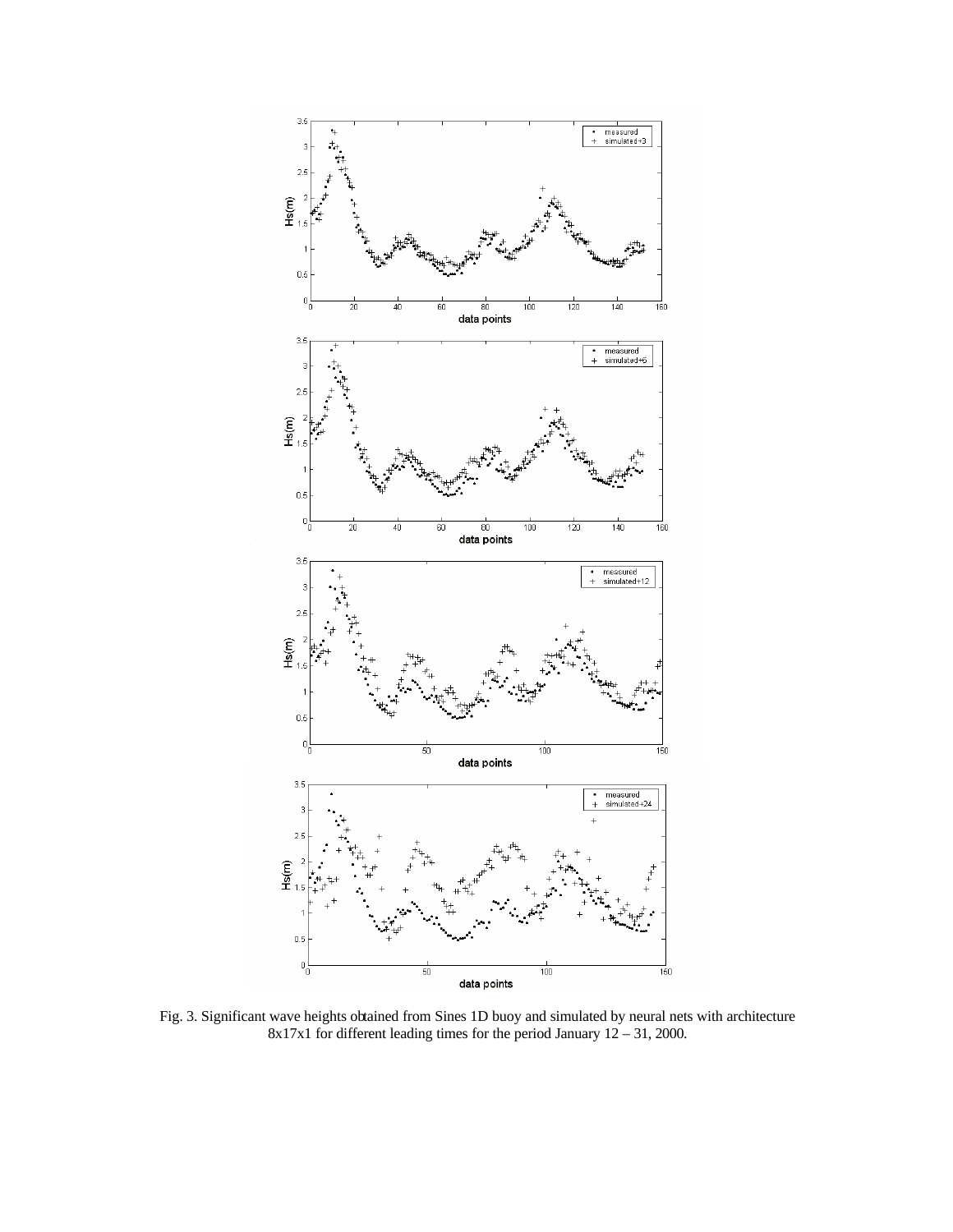Fig. 3. Significant wave heights obtained from Sines 1D buoy and simulated by neural nets with architecture 8x17x1 for different leading times for the period January 12 – 31, 2000.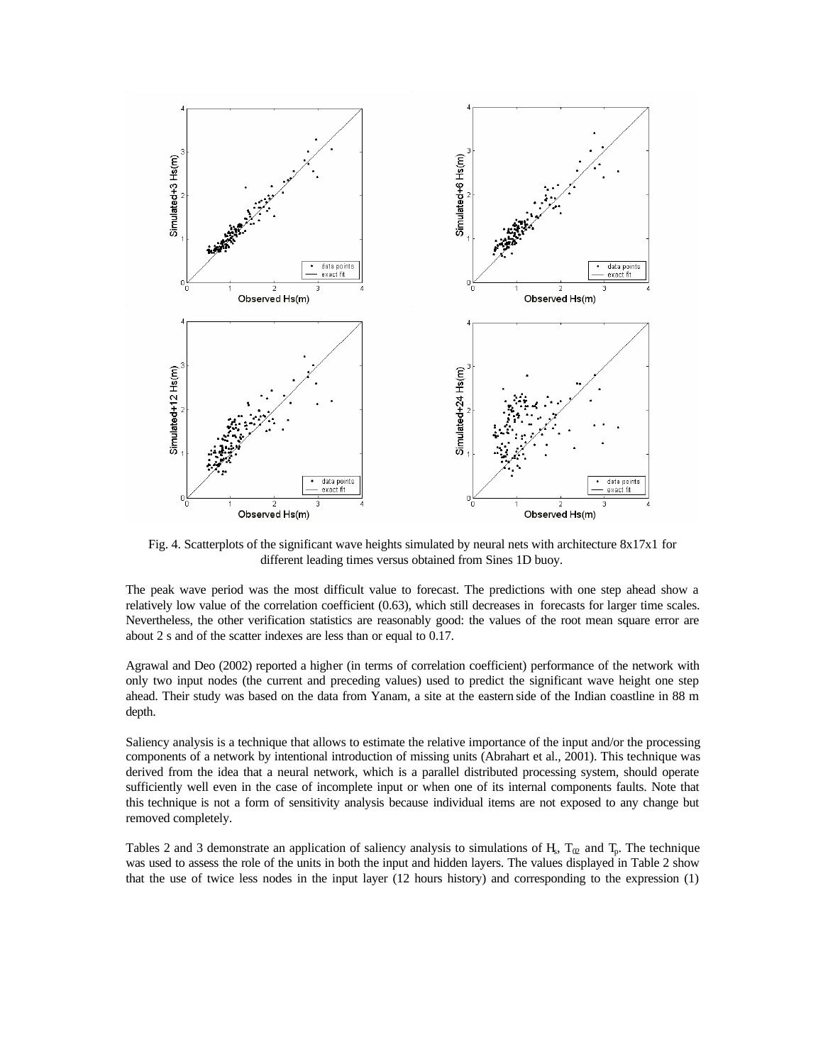Fig. 4. Scatterplots of the significant wave heights simulated by neural nets with architecture 8x17x1 for different leading times versus obtained from Sines 1D buoy.

The peak wave period was the most difficult value to forecast. The predictions with one step ahead show a relatively low value of the correlation coefficient (0.63), which still decreases in forecasts for larger time scales. Nevertheless, the other verification statistics are reasonably good: the values of the root mean square error are about 2 s and of the scatter indexes are less than or equal to 0.17.

Agrawal and Deo (2002) reported a higher (in terms of correlation coefficient) performance of the network with only two input nodes (the current and preceding values) used to predict the significant wave height one step ahead. Their study was based on the data from Yanam, a site at the eastern side of the Indian coastline in 88 m depth.

Saliency analysis is a technique that allows to estimate the relative importance of the input and/or the processing components of a network by intentional introduction of missing units (Abrahart et al., 2001). This technique was derived from the idea that a neural network, which is a parallel distributed processing system, should operate sufficiently well even in the case of incomplete input or when one of its internal components faults. Note that this technique is not a form of sensitivity analysis because individual items are not exposed to any change but removed completely.

Tables 2 and 3 demonstrate an application of saliency analysis to simulations of $H_s$, $T_{02}$ and $T_p$. The technique was used to assess the role of the units in both the input and hidden layers. The values displayed in Table 2 show that the use of twice less nodes in the input layer (12 hours history) and corresponding to the expression (1)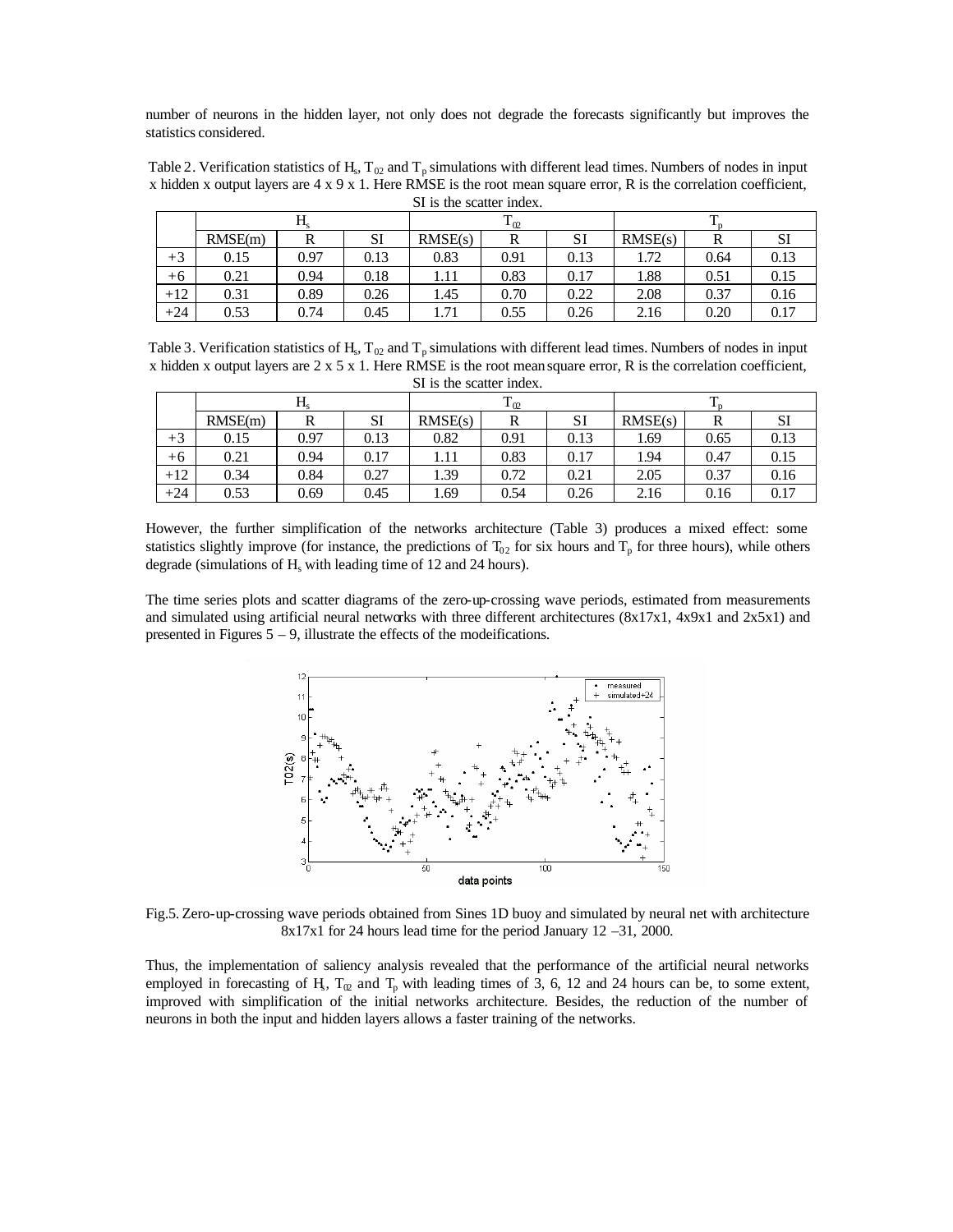number of neurons in the hidden layer, not only does not degrade the forecasts significantly but improves the statistics considered.

Table 2. Verification statistics of $H_s$, $T_{02}$ and $T_p$ simulations with different lead times. Numbers of nodes in input x hidden x output layers are 4 x 9 x 1. Here RMSE is the root mean square error, R is the correlation coefficient, SI is the scatter index.

| | $H_s$ | | | $T_{02}$ | | | $T_p$ | | |
|---|---|---|---|---|---|---|---|---|---|
| | RMSE(m) | R | SI | RMSE(s) | R | SI | RMSE(s) | R | SI |
| +3 | 0.15 | 0.97 | 0.13 | 0.83 | 0.91 | 0.13 | 1.72 | 0.64 | 0.13 |
| +6 | 0.21 | 0.94 | 0.18 | 1.11 | 0.83 | 0.17 | 1.88 | 0.51 | 0.15 |
| +12 | 0.31 | 0.89 | 0.26 | 1.45 | 0.70 | 0.22 | 2.08 | 0.37 | 0.16 |
| +24 | 0.53 | 0.74 | 0.45 | 1.71 | 0.55 | 0.26 | 2.16 | 0.20 | 0.17 |

Table 3. Verification statistics of $H_s$, $T_{02}$ and $T_p$ simulations with different lead times. Numbers of nodes in input x hidden x output layers are 2 x 5 x 1. Here RMSE is the root mean square error, R is the correlation coefficient, SI is the scatter index.

| | $H_s$ | | | $T_{02}$ | | | $T_p$ | | |
|---|---|---|---|---|---|---|---|---|---|
| | RMSE(m) | R | SI | RMSE(s) | R | SI | RMSE(s) | R | SI |
| +3 | 0.15 | 0.97 | 0.13 | 0.82 | 0.91 | 0.13 | 1.69 | 0.65 | 0.13 |
| +6 | 0.21 | 0.94 | 0.17 | 1.11 | 0.83 | 0.17 | 1.94 | 0.47 | 0.15 |
| +12 | 0.34 | 0.84 | 0.27 | 1.39 | 0.72 | 0.21 | 2.05 | 0.37 | 0.16 |
| +24 | 0.53 | 0.69 | 0.45 | 1.69 | 0.54 | 0.26 | 2.16 | 0.16 | 0.17 |

However, the further simplification of the networks architecture (Table 3) produces a mixed effect: some statistics slightly improve (for instance, the predictions of $T_{02}$ for six hours and $T_p$ for three hours), while others degrade (simulations of $H_s$ with leading time of 12 and 24 hours).

The time series plots and scatter diagrams of the zero-up-crossing wave periods, estimated from measurements and simulated using artificial neural networks with three different architectures (8x17x1, 4x9x1 and 2x5x1) and presented in Figures 5 – 9, illustrate the effects of the modeifications.

Fig.5. Zero-up-crossing wave periods obtained from Sines 1D buoy and simulated by neural net with architecture 8x17x1 for 24 hours lead time for the period January 12 –31, 2000.

Thus, the implementation of saliency analysis revealed that the performance of the artificial neural networks employed in forecasting of $H_s$, $T_{02}$ and $T_p$ with leading times of 3, 6, 12 and 24 hours can be, to some extent, improved with simplification of the initial networks architecture. Besides, the reduction of the number of neurons in both the input and hidden layers allows a faster training of the networks.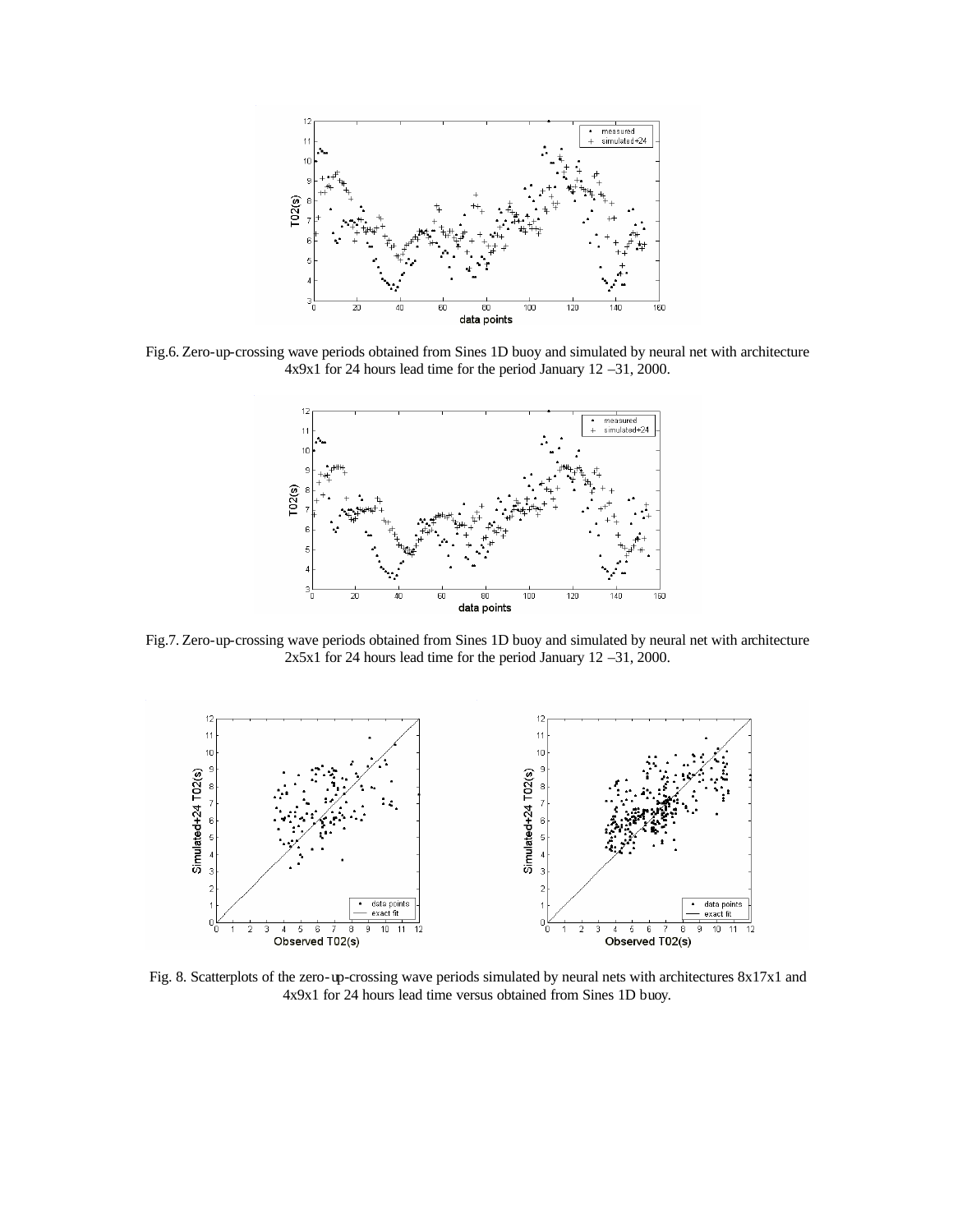Fig.6. Zero-up-crossing wave periods obtained from Sines 1D buoy and simulated by neural net with architecture 4x9x1 for 24 hours lead time for the period January 12 –31, 2000.

Fig.7. Zero-up-crossing wave periods obtained from Sines 1D buoy and simulated by neural net with architecture 2x5x1 for 24 hours lead time for the period January 12 –31, 2000.

Fig. 8. Scatterplots of the zero-up-crossing wave periods simulated by neural nets with architectures 8x17x1 and 4x9x1 for 24 hours lead time versus obtained from Sines 1D buoy.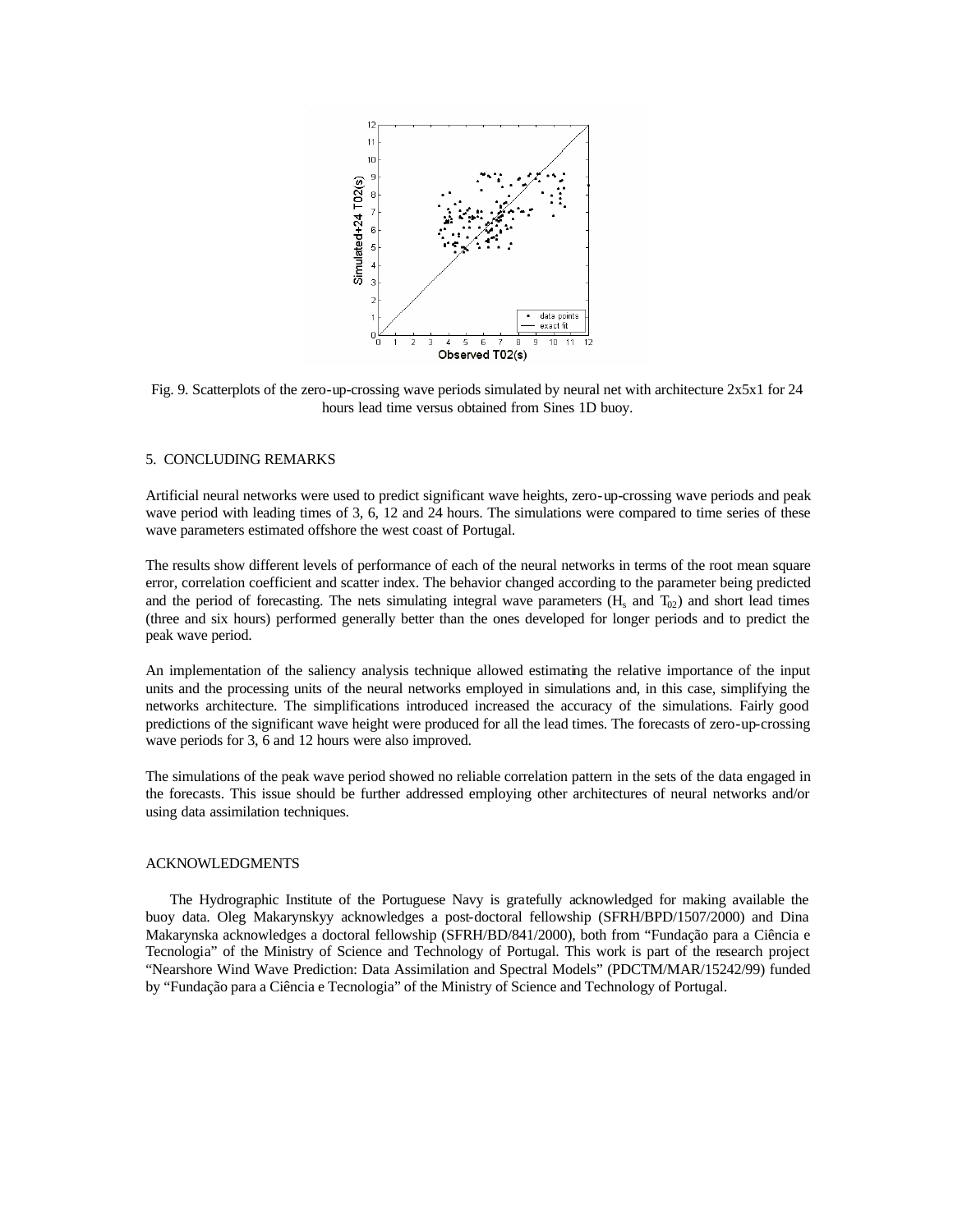Fig. 9. Scatterplots of the zero-up-crossing wave periods simulated by neural net with architecture 2x5x1 for 24 hours lead time versus obtained from Sines 1D buoy.

## 5. CONCLUDING REMARKS

Artificial neural networks were used to predict significant wave heights, zero-up-crossing wave periods and peak wave period with leading times of 3, 6, 12 and 24 hours. The simulations were compared to time series of these wave parameters estimated offshore the west coast of Portugal.

The results show different levels of performance of each of the neural networks in terms of the root mean square error, correlation coefficient and scatter index. The behavior changed according to the parameter being predicted and the period of forecasting. The nets simulating integral wave parameters ($H_s$ and $T_{02}$) and short lead times (three and six hours) performed generally better than the ones developed for longer periods and to predict the peak wave period.

An implementation of the saliency analysis technique allowed estimating the relative importance of the input units and the processing units of the neural networks employed in simulations and, in this case, simplifying the networks architecture. The simplifications introduced increased the accuracy of the simulations. Fairly good predictions of the significant wave height were produced for all the lead times. The forecasts of zero-up-crossing wave periods for 3, 6 and 12 hours were also improved.

The simulations of the peak wave period showed no reliable correlation pattern in the sets of the data engaged in the forecasts. This issue should be further addressed employing other architectures of neural networks and/or using data assimilation techniques.

## ACKNOWLEDGMENTS

The Hydrographic Institute of the Portuguese Navy is gratefully acknowledged for making available the buoy data. Oleg Makarynskyy acknowledges a post-doctoral fellowship (SFRH/BPD/1507/2000) and Dina Makarynska acknowledges a doctoral fellowship (SFRH/BD/841/2000), both from "Fundação para a Ciência e Tecnologia" of the Ministry of Science and Technology of Portugal. This work is part of the research project "Nearshore Wind Wave Prediction: Data Assimilation and Spectral Models" (PDCTM/MAR/15242/99) funded by "Fundação para a Ciência e Tecnologia" of the Ministry of Science and Technology of Portugal.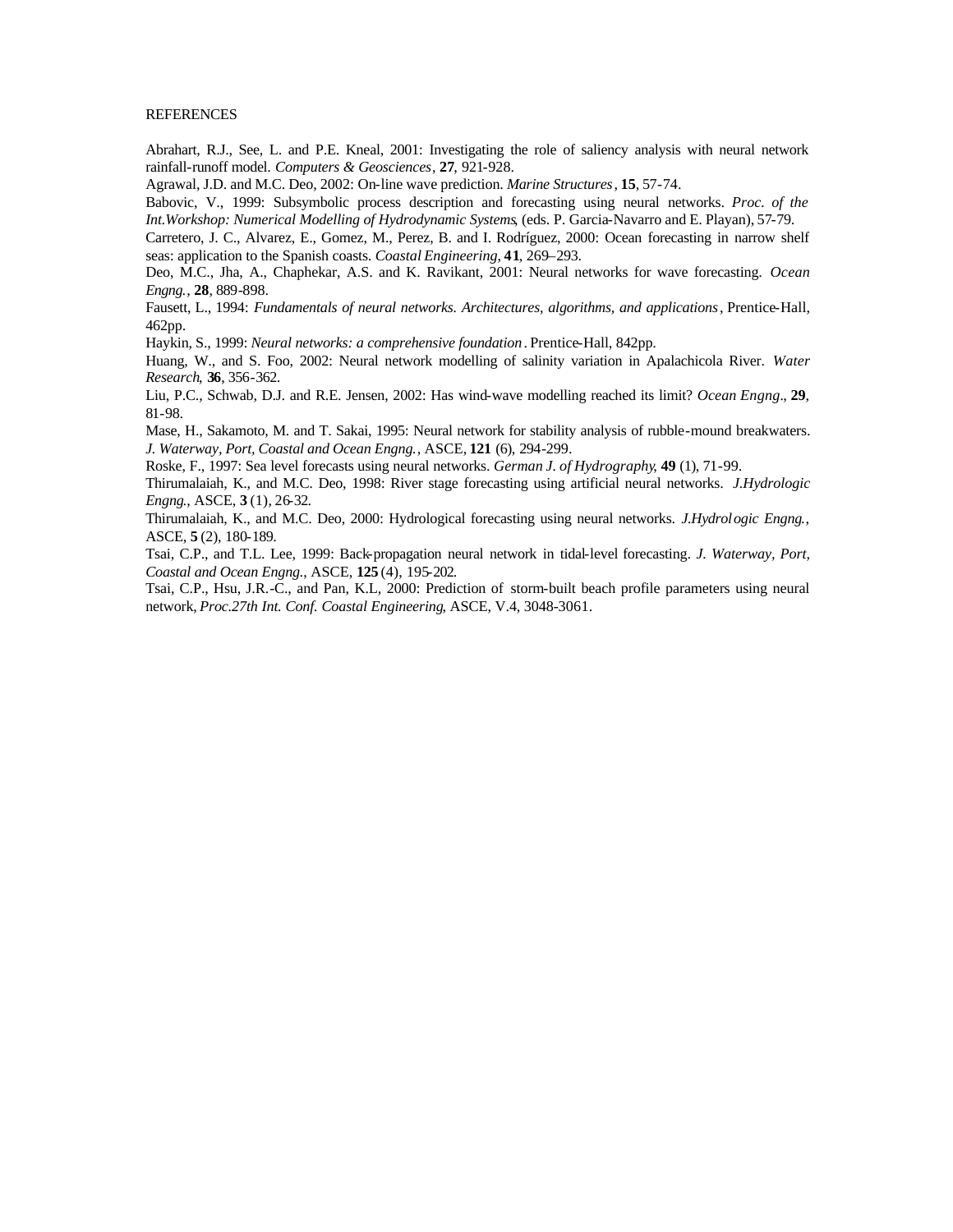REFERENCES

Abrahart, R.J., See, L. and P.E. Kneal, 2001: Investigating the role of saliency analysis with neural network rainfall-runoff model. *Computers & Geosciences*, **27**, 921-928.

Agrawal, J.D. and M.C. Deo, 2002: On-line wave prediction. *Marine Structures*, **15**, 57-74.

Babovic, V., 1999: Subsymbolic process description and forecasting using neural networks. *Proc. of the Int.Workshop: Numerical Modelling of Hydrodynamic Systems*, (eds. P. Garcia-Navarro and E. Playan), 57-79.

Carretero, J. C., Alvarez, E., Gomez, M., Perez, B. and I. Rodríguez, 2000: Ocean forecasting in narrow shelf seas: application to the Spanish coasts. *Coastal Engineering*, **41**, 269–293.

Deo, M.C., Jha, A., Chaphekar, A.S. and K. Ravikant, 2001: Neural networks for wave forecasting. *Ocean Engng.*, **28**, 889-898.

Fausett, L., 1994: *Fundamentals of neural networks. Architectures, algorithms, and applications*, Prentice-Hall, 462pp.

Haykin, S., 1999: *Neural networks: a comprehensive foundation*. Prentice-Hall, 842pp.

Huang, W., and S. Foo, 2002: Neural network modelling of salinity variation in Apalachicola River. *Water Research*, **36**, 356-362.

Liu, P.C., Schwab, D.J. and R.E. Jensen, 2002: Has wind-wave modelling reached its limit? *Ocean Engng*., **29**, 81-98.

Mase, H., Sakamoto, M. and T. Sakai, 1995: Neural network for stability analysis of rubble-mound breakwaters. *J. Waterway, Port, Coastal and Ocean Engng.*, ASCE, **121** (6), 294-299.

Roske, F., 1997: Sea level forecasts using neural networks. *German J. of Hydrography*, **49** (1), 71-99.

Thirumalaiah, K., and M.C. Deo, 1998: River stage forecasting using artificial neural networks. *J.Hydrologic Engng.*, ASCE, **3** (1), 26-32.

Thirumalaiah, K., and M.C. Deo, 2000: Hydrological forecasting using neural networks. *J.Hydrologic Engng.*, ASCE, **5** (2), 180-189.

Tsai, C.P., and T.L. Lee, 1999: Back-propagation neural network in tidal-level forecasting. *J. Waterway, Port, Coastal and Ocean Engng.*, ASCE, **125** (4), 195-202.

Tsai, C.P., Hsu, J.R.-C., and Pan, K.L, 2000: Prediction of storm-built beach profile parameters using neural network, *Proc.27th Int. Conf. Coastal Engineering*, ASCE, V.4, 3048-3061.